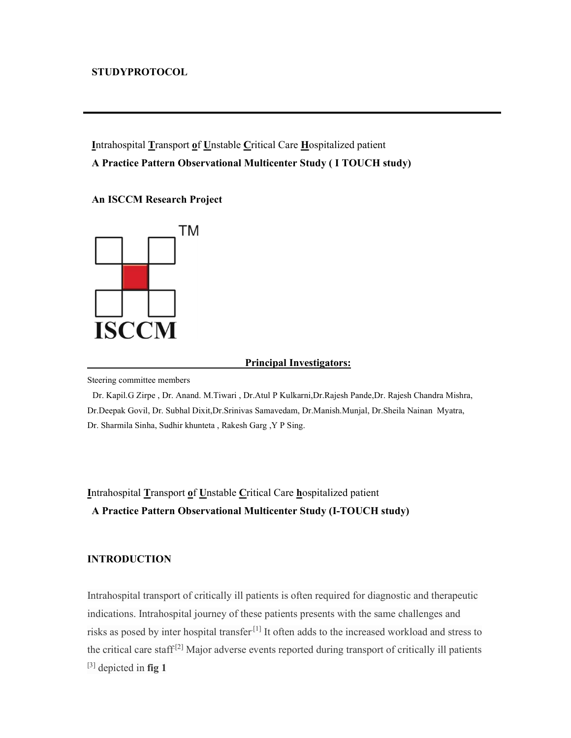**STUDYPROTOCOL**

---

**I**ntrahospital **T**ransport **o**f **U**nstable **C**ritical Care **H**ospitalized patient

**A Practice Pattern Observational Multicenter Study ( I TOUCH study)**

**An ISCCM Research Project**

**Principal Investigators:**

Steering committee members

Dr. Kapil.G Zirpe , Dr. Anand. M.Tiwari , Dr.Atul P Kulkarni,Dr.Rajesh Pande,Dr. Rajesh Chandra Mishra, Dr.Deepak Govil, Dr. Subhal Dixit,Dr.Srinivas Samavedam, Dr.Manish.Munjal, Dr.Sheila Nainan Myatra, Dr. Sharmila Sinha, Sudhir khunteta , Rakesh Garg ,Y P Sing.

**I**ntrahospital **T**ransport **o**f **U**nstable **C**ritical Care **h**ospitalized patient

**A Practice Pattern Observational Multicenter Study (I-TOUCH study)**

## INTRODUCTION

Intrahospital transport of critically ill patients is often required for diagnostic and therapeutic indications. Intrahospital journey of these patients presents with the same challenges and risks as posed by inter hospital transfer[1] It often adds to the increased workload and stress to the critical care staff[2] Major adverse events reported during transport of critically ill patients [3] depicted in **fig 1**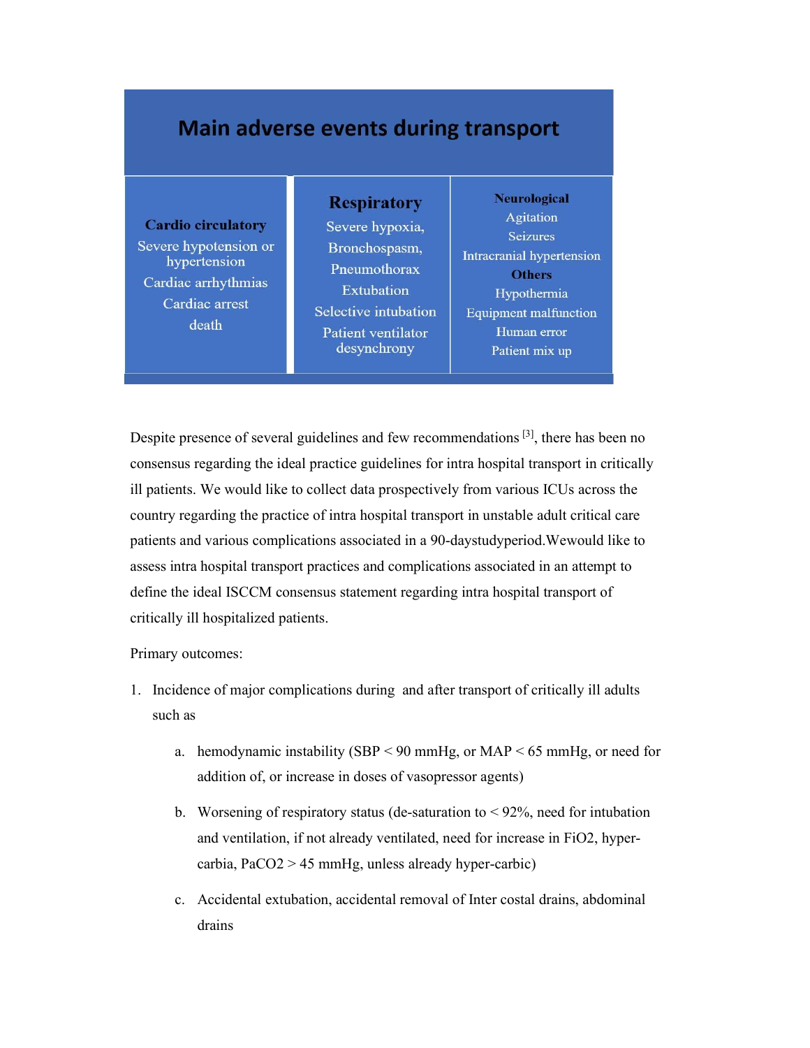| Main adverse events during transport | | |
|---|---|---|
| **Cardio circulatory** | **Respiratory** | **Neurological** |
| Severe hypotension or hypertension | Severe hypoxia, | Agitation |
| Cardiac arrhythmias | Bronchospasm, | Seizures |
| Cardiac arrest | Pneumothorax | Intracranial hypertension |
| death | Extubation | **Others** |
| | Selective intubation | Hypothermia |
| | Patient ventilator desynchrony | Equipment malfunction |
| | | Human error |
| | | Patient mix up |

Despite presence of several guidelines and few recommendations [3], there has been no consensus regarding the ideal practice guidelines for intra hospital transport in critically ill patients. We would like to collect data prospectively from various ICUs across the country regarding the practice of intra hospital transport in unstable adult critical care patients and various complications associated in a 90-daystudyperiod.Wewould like to assess intra hospital transport practices and complications associated in an attempt to define the ideal ISCCM consensus statement regarding intra hospital transport of critically ill hospitalized patients.

Primary outcomes:

1. Incidence of major complications during and after transport of critically ill adults such as
   a. hemodynamic instability (SBP < 90 mmHg, or MAP < 65 mmHg, or need for addition of, or increase in doses of vasopressor agents)
   b. Worsening of respiratory status (de-saturation to < 92%, need for intubation and ventilation, if not already ventilated, need for increase in $FiO_2$, hyper-carbia, $PaCO_2$ > 45 mmHg, unless already hyper-carbic)
   c. Accidental extubation, accidental removal of Inter costal drains, abdominal drains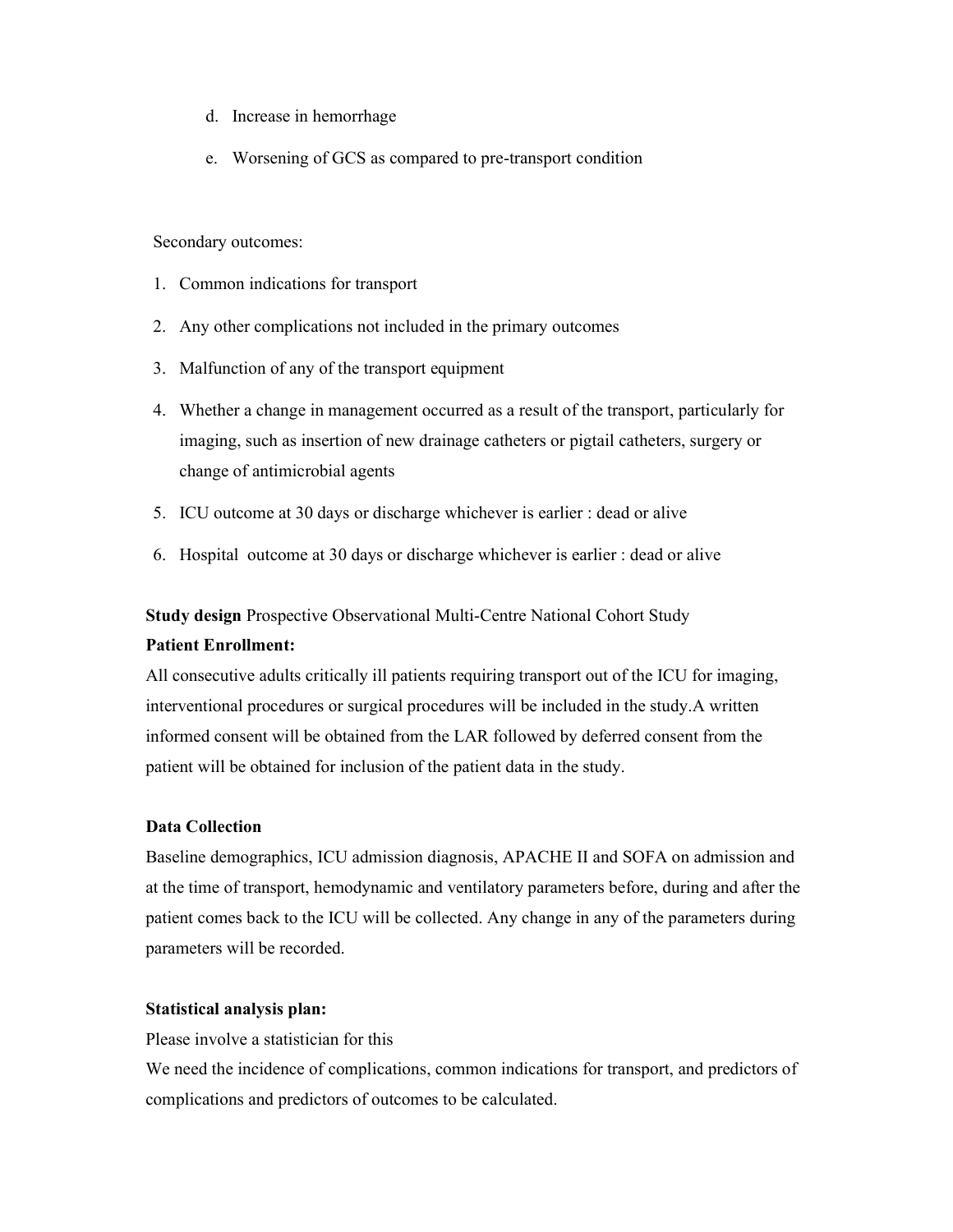d. Increase in hemorrhage

e. Worsening of GCS as compared to pre-transport condition

Secondary outcomes:

1. Common indications for transport
2. Any other complications not included in the primary outcomes
3. Malfunction of any of the transport equipment
4. Whether a change in management occurred as a result of the transport, particularly for imaging, such as insertion of new drainage catheters or pigtail catheters, surgery or change of antimicrobial agents
5. ICU outcome at 30 days or discharge whichever is earlier : dead or alive
6. Hospital outcome at 30 days or discharge whichever is earlier : dead or alive

**Study design** Prospective Observational Multi-Centre National Cohort Study

**Patient Enrollment:**

All consecutive adults critically ill patients requiring transport out of the ICU for imaging, interventional procedures or surgical procedures will be included in the study.A written informed consent will be obtained from the LAR followed by deferred consent from the patient will be obtained for inclusion of the patient data in the study.

**Data Collection**

Baseline demographics, ICU admission diagnosis, APACHE II and SOFA on admission and at the time of transport, hemodynamic and ventilatory parameters before, during and after the patient comes back to the ICU will be collected. Any change in any of the parameters during parameters will be recorded.

**Statistical analysis plan:**

Please involve a statistician for this

We need the incidence of complications, common indications for transport, and predictors of complications and predictors of outcomes to be calculated.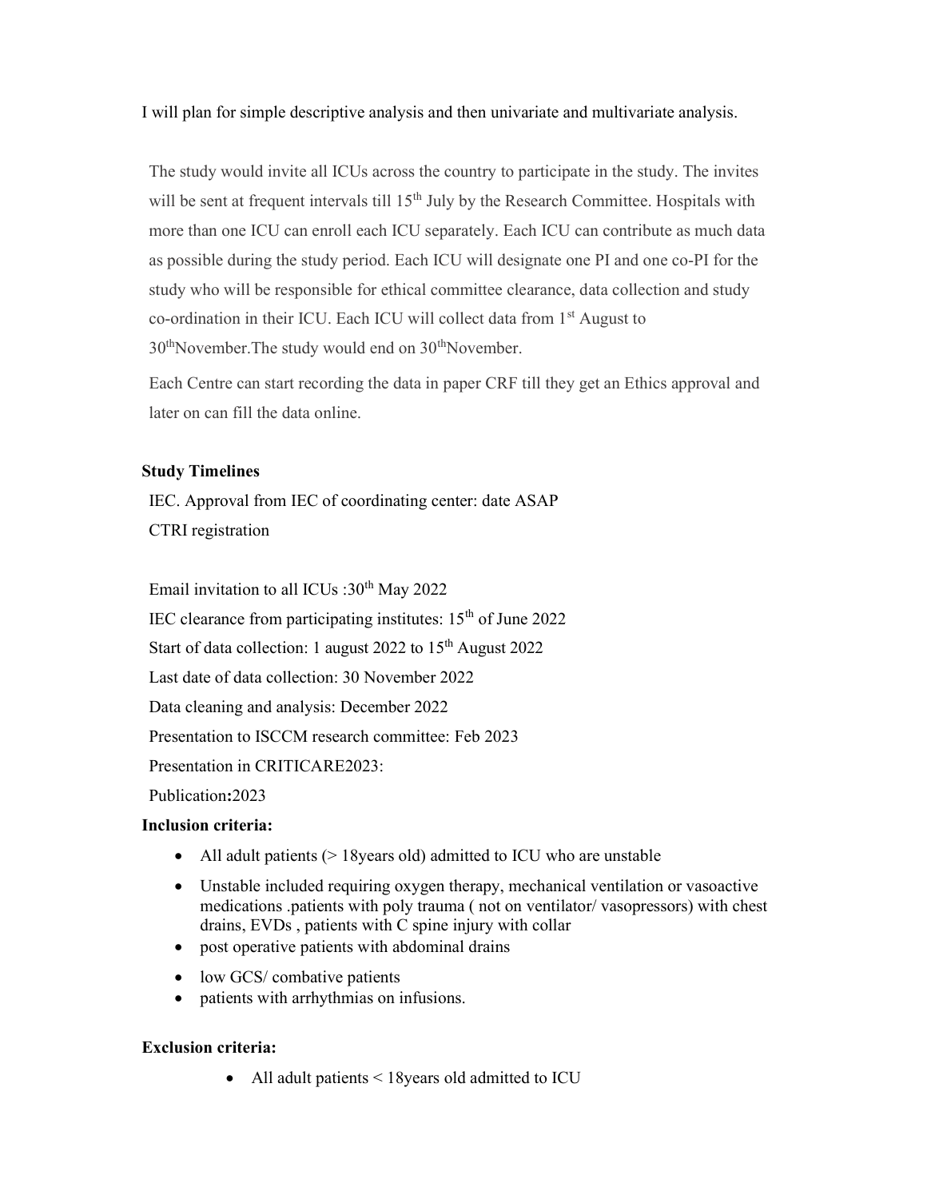I will plan for simple descriptive analysis and then univariate and multivariate analysis.

The study would invite all ICUs across the country to participate in the study. The invites will be sent at frequent intervals till 15th July by the Research Committee. Hospitals with more than one ICU can enroll each ICU separately. Each ICU can contribute as much data as possible during the study period. Each ICU will designate one PI and one co-PI for the study who will be responsible for ethical committee clearance, data collection and study co-ordination in their ICU. Each ICU will collect data from 1st August to 30thNovember.The study would end on 30thNovember.

Each Centre can start recording the data in paper CRF till they get an Ethics approval and later on can fill the data online.

**Study Timelines**

IEC. Approval from IEC of coordinating center: date ASAP

CTRI registration

Email invitation to all ICUs :30th May 2022

IEC clearance from participating institutes: 15th of June 2022

Start of data collection: 1 august 2022 to 15th August 2022

Last date of data collection: 30 November 2022

Data cleaning and analysis: December 2022

Presentation to ISCCM research committee: Feb 2023

Presentation in CRITICARE2023:

Publication**:**2023

**Inclusion criteria:**

- All adult patients (> 18years old) admitted to ICU who are unstable
- Unstable included requiring oxygen therapy, mechanical ventilation or vasoactive medications .patients with poly trauma ( not on ventilator/ vasopressors) with chest drains, EVDs , patients with C spine injury with collar
- post operative patients with abdominal drains
- low GCS/ combative patients
- patients with arrhythmias on infusions.

**Exclusion criteria:**

- All adult patients < 18years old admitted to ICU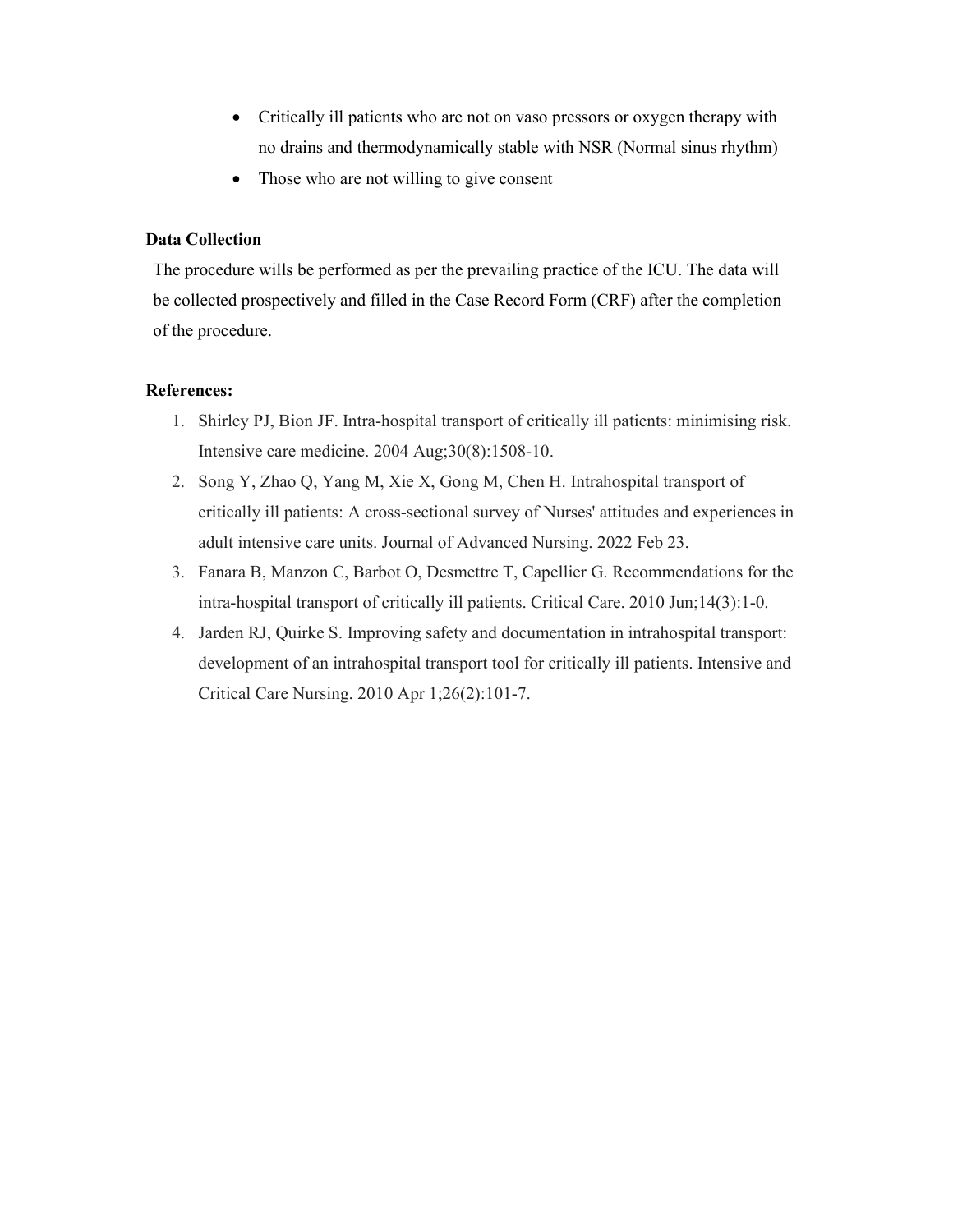- Critically ill patients who are not on vaso pressors or oxygen therapy with no drains and thermodynamically stable with NSR (Normal sinus rhythm)
- Those who are not willing to give consent

**Data Collection**

The procedure wills be performed as per the prevailing practice of the ICU. The data will be collected prospectively and filled in the Case Record Form (CRF) after the completion of the procedure.

**References:**

1. Shirley PJ, Bion JF. Intra-hospital transport of critically ill patients: minimising risk. Intensive care medicine. 2004 Aug;30(8):1508-10.
2. Song Y, Zhao Q, Yang M, Xie X, Gong M, Chen H. Intrahospital transport of critically ill patients: A cross-sectional survey of Nurses' attitudes and experiences in adult intensive care units. Journal of Advanced Nursing. 2022 Feb 23.
3. Fanara B, Manzon C, Barbot O, Desmettre T, Capellier G. Recommendations for the intra-hospital transport of critically ill patients. Critical Care. 2010 Jun;14(3):1-0.
4. Jarden RJ, Quirke S. Improving safety and documentation in intrahospital transport: development of an intrahospital transport tool for critically ill patients. Intensive and Critical Care Nursing. 2010 Apr 1;26(2):101-7.